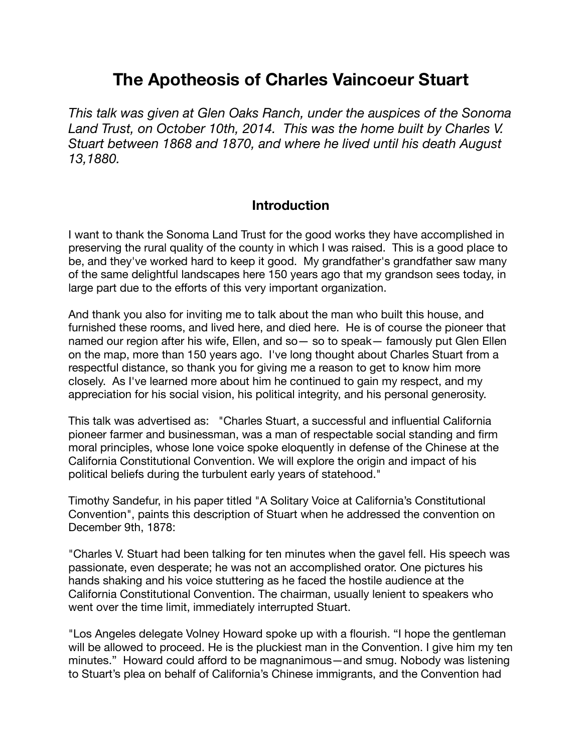# The Apotheosis of Charles Vaincoeur Stuart

*This talk was given at Glen Oaks Ranch, under the auspices of the Sonoma Land Trust, on October 10th, 2014. This was the home built by Charles V. Stuart between 1868 and 1870, and where he lived until his death August 13,1880.*

## Introduction

I want to thank the Sonoma Land Trust for the good works they have accomplished in preserving the rural quality of the county in which I was raised. This is a good place to be, and they've worked hard to keep it good. My grandfather's grandfather saw many of the same delightful landscapes here 150 years ago that my grandson sees today, in large part due to the efforts of this very important organization.

And thank you also for inviting me to talk about the man who built this house, and furnished these rooms, and lived here, and died here. He is of course the pioneer that named our region after his wife, Ellen, and so— so to speak— famously put Glen Ellen on the map, more than 150 years ago. I've long thought about Charles Stuart from a respectful distance, so thank you for giving me a reason to get to know him more closely. As I've learned more about him he continued to gain my respect, and my appreciation for his social vision, his political integrity, and his personal generosity.

This talk was advertised as: "Charles Stuart, a successful and influential California pioneer farmer and businessman, was a man of respectable social standing and firm moral principles, whose lone voice spoke eloquently in defense of the Chinese at the California Constitutional Convention. We will explore the origin and impact of his political beliefs during the turbulent early years of statehood."

Timothy Sandefur, in his paper titled "A Solitary Voice at California's Constitutional Convention", paints this description of Stuart when he addressed the convention on December 9th, 1878:

"Charles V. Stuart had been talking for ten minutes when the gavel fell. His speech was passionate, even desperate; he was not an accomplished orator. One pictures his hands shaking and his voice stuttering as he faced the hostile audience at the California Constitutional Convention. The chairman, usually lenient to speakers who went over the time limit, immediately interrupted Stuart.

"Los Angeles delegate Volney Howard spoke up with a flourish. "I hope the gentleman will be allowed to proceed. He is the pluckiest man in the Convention. I give him my ten minutes." Howard could afford to be magnanimous—and smug. Nobody was listening to Stuart's plea on behalf of California's Chinese immigrants, and the Convention had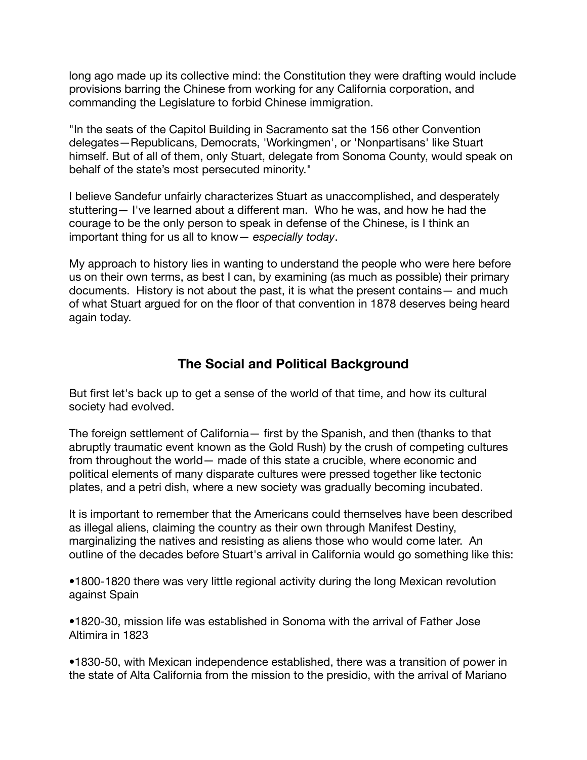long ago made up its collective mind: the Constitution they were drafting would include provisions barring the Chinese from working for any California corporation, and commanding the Legislature to forbid Chinese immigration.

"In the seats of the Capitol Building in Sacramento sat the 156 other Convention delegates—Republicans, Democrats, 'Workingmen', or 'Nonpartisans' like Stuart himself. But of all of them, only Stuart, delegate from Sonoma County, would speak on behalf of the state's most persecuted minority."

I believe Sandefur unfairly characterizes Stuart as unaccomplished, and desperately stuttering— I've learned about a different man. Who he was, and how he had the courage to be the only person to speak in defense of the Chinese, is I think an important thing for us all to know— *especially today*.

My approach to history lies in wanting to understand the people who were here before us on their own terms, as best I can, by examining (as much as possible) their primary documents. History is not about the past, it is what the present contains— and much of what Stuart argued for on the floor of that convention in 1878 deserves being heard again today.

## The Social and Political Background

But first let's back up to get a sense of the world of that time, and how its cultural society had evolved.

The foreign settlement of California— first by the Spanish, and then (thanks to that abruptly traumatic event known as the Gold Rush) by the crush of competing cultures from throughout the world— made of this state a crucible, where economic and political elements of many disparate cultures were pressed together like tectonic plates, and a petri dish, where a new society was gradually becoming incubated.

It is important to remember that the Americans could themselves have been described as illegal aliens, claiming the country as their own through Manifest Destiny, marginalizing the natives and resisting as aliens those who would come later. An outline of the decades before Stuart's arrival in California would go something like this:

•1800-1820 there was very little regional activity during the long Mexican revolution against Spain

•1820-30, mission life was established in Sonoma with the arrival of Father Jose Altimira in 1823

•1830-50, with Mexican independence established, there was a transition of power in the state of Alta California from the mission to the presidio, with the arrival of Mariano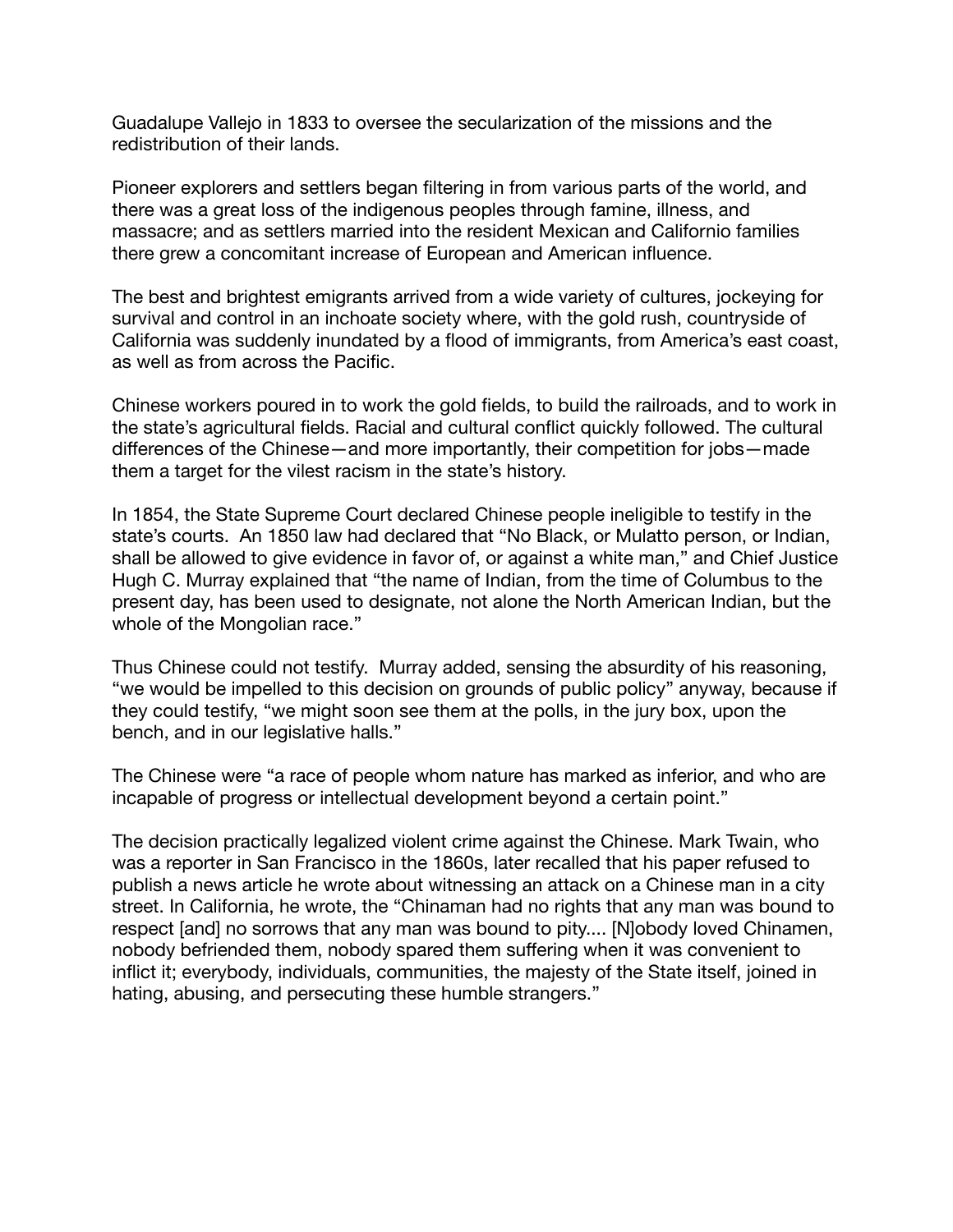Guadalupe Vallejo in 1833 to oversee the secularization of the missions and the redistribution of their lands.

Pioneer explorers and settlers began filtering in from various parts of the world, and there was a great loss of the indigenous peoples through famine, illness, and massacre; and as settlers married into the resident Mexican and Californio families there grew a concomitant increase of European and American influence.

The best and brightest emigrants arrived from a wide variety of cultures, jockeying for survival and control in an inchoate society where, with the gold rush, countryside of California was suddenly inundated by a flood of immigrants, from America's east coast, as well as from across the Pacific.

Chinese workers poured in to work the gold fields, to build the railroads, and to work in the state's agricultural fields. Racial and cultural conflict quickly followed. The cultural differences of the Chinese—and more importantly, their competition for jobs—made them a target for the vilest racism in the state's history.

In 1854, the State Supreme Court declared Chinese people ineligible to testify in the state's courts. An 1850 law had declared that "No Black, or Mulatto person, or Indian, shall be allowed to give evidence in favor of, or against a white man," and Chief Justice Hugh C. Murray explained that "the name of Indian, from the time of Columbus to the present day, has been used to designate, not alone the North American Indian, but the whole of the Mongolian race."

Thus Chinese could not testify. Murray added, sensing the absurdity of his reasoning, "we would be impelled to this decision on grounds of public policy" anyway, because if they could testify, "we might soon see them at the polls, in the jury box, upon the bench, and in our legislative halls."

The Chinese were "a race of people whom nature has marked as inferior, and who are incapable of progress or intellectual development beyond a certain point."

The decision practically legalized violent crime against the Chinese. Mark Twain, who was a reporter in San Francisco in the 1860s, later recalled that his paper refused to publish a news article he wrote about witnessing an attack on a Chinese man in a city street. In California, he wrote, the "Chinaman had no rights that any man was bound to respect [and] no sorrows that any man was bound to pity.... [N]obody loved Chinamen, nobody befriended them, nobody spared them suffering when it was convenient to inflict it; everybody, individuals, communities, the majesty of the State itself, joined in hating, abusing, and persecuting these humble strangers."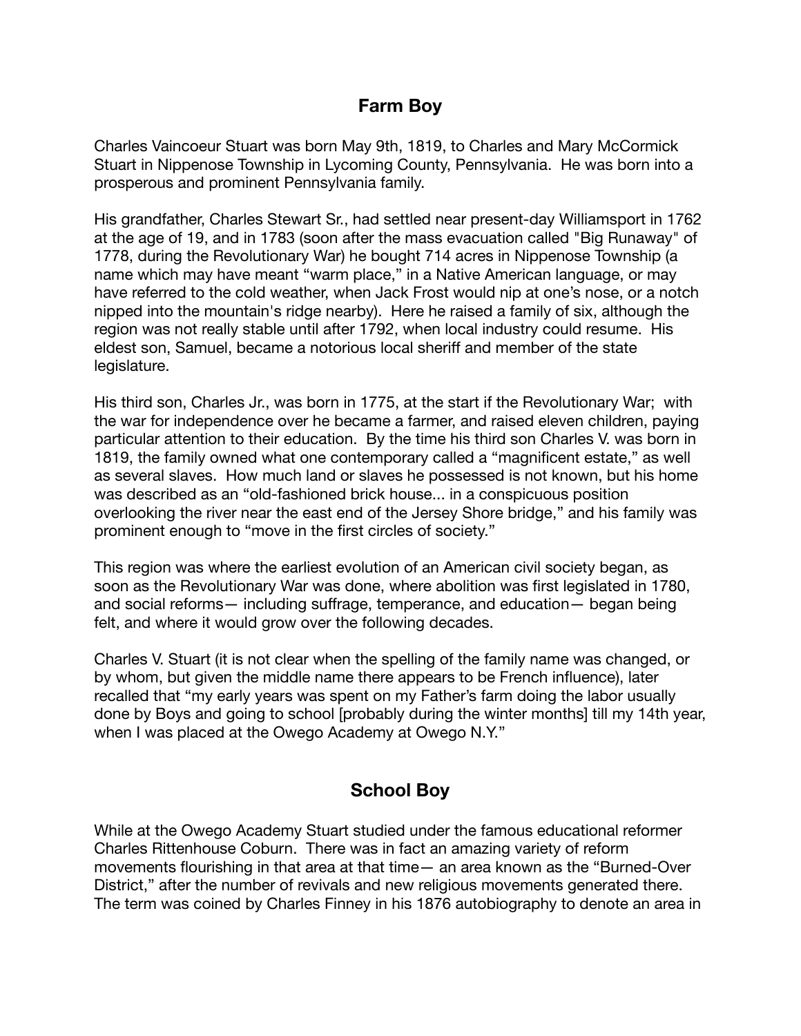## Farm Boy

Charles Vaincoeur Stuart was born May 9th, 1819, to Charles and Mary McCormick Stuart in Nippenose Township in Lycoming County, Pennsylvania. He was born into a prosperous and prominent Pennsylvania family.

His grandfather, Charles Stewart Sr., had settled near present-day Williamsport in 1762 at the age of 19, and in 1783 (soon after the mass evacuation called "Big Runaway" of 1778, during the Revolutionary War) he bought 714 acres in Nippenose Township (a name which may have meant "warm place," in a Native American language, or may have referred to the cold weather, when Jack Frost would nip at one's nose, or a notch nipped into the mountain's ridge nearby). Here he raised a family of six, although the region was not really stable until after 1792, when local industry could resume. His eldest son, Samuel, became a notorious local sheriff and member of the state legislature.

His third son, Charles Jr., was born in 1775, at the start if the Revolutionary War; with the war for independence over he became a farmer, and raised eleven children, paying particular attention to their education. By the time his third son Charles V. was born in 1819, the family owned what one contemporary called a "magnificent estate," as well as several slaves. How much land or slaves he possessed is not known, but his home was described as an "old-fashioned brick house... in a conspicuous position overlooking the river near the east end of the Jersey Shore bridge," and his family was prominent enough to "move in the first circles of society."

This region was where the earliest evolution of an American civil society began, as soon as the Revolutionary War was done, where abolition was first legislated in 1780, and social reforms— including suffrage, temperance, and education— began being felt, and where it would grow over the following decades.

Charles V. Stuart (it is not clear when the spelling of the family name was changed, or by whom, but given the middle name there appears to be French influence), later recalled that "my early years was spent on my Father's farm doing the labor usually done by Boys and going to school [probably during the winter months] till my 14th year, when I was placed at the Owego Academy at Owego N.Y."

## School Boy

While at the Owego Academy Stuart studied under the famous educational reformer Charles Rittenhouse Coburn. There was in fact an amazing variety of reform movements flourishing in that area at that time— an area known as the "Burned-Over District," after the number of revivals and new religious movements generated there. The term was coined by Charles Finney in his 1876 autobiography to denote an area in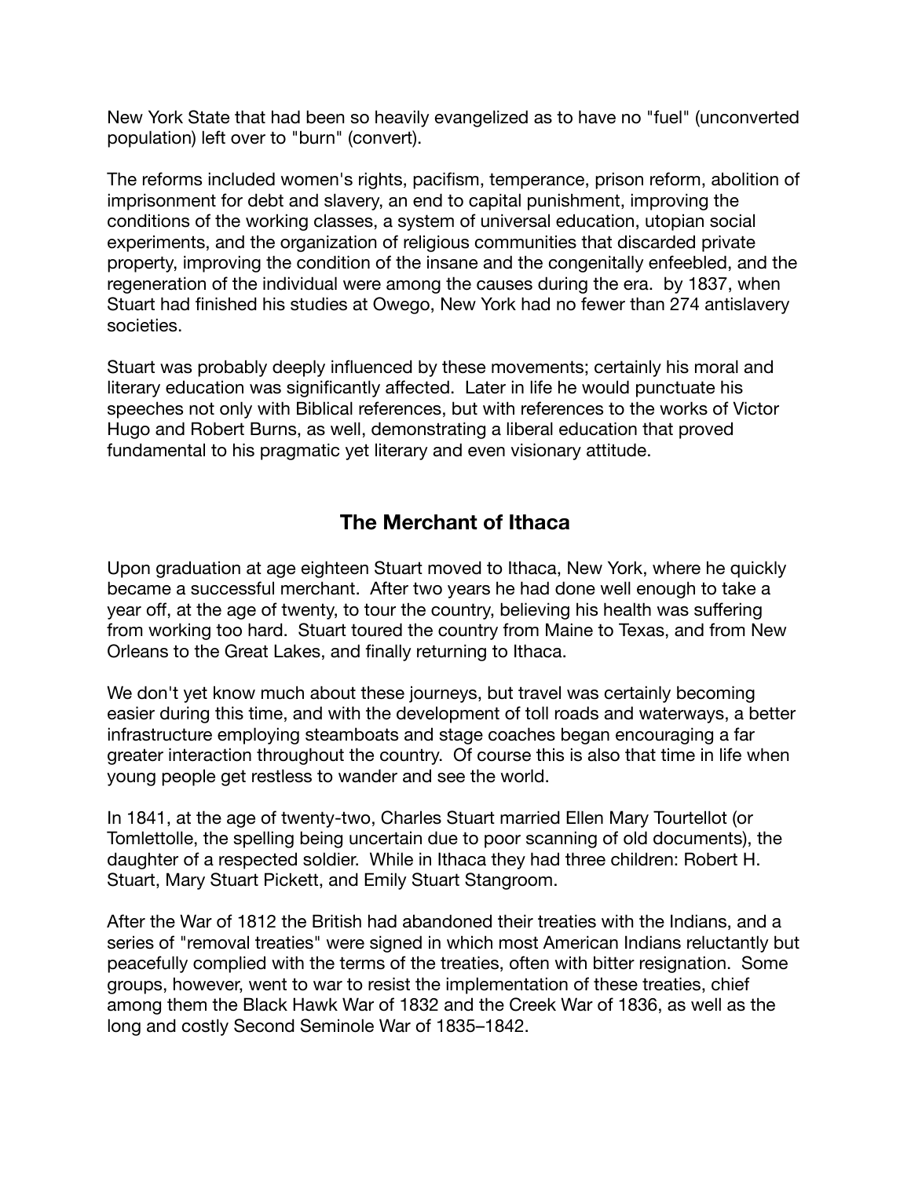New York State that had been so heavily evangelized as to have no "fuel" (unconverted population) left over to "burn" (convert).

The reforms included women's rights, pacifism, temperance, prison reform, abolition of imprisonment for debt and slavery, an end to capital punishment, improving the conditions of the working classes, a system of universal education, utopian social experiments, and the organization of religious communities that discarded private property, improving the condition of the insane and the congenitally enfeebled, and the regeneration of the individual were among the causes during the era. by 1837, when Stuart had finished his studies at Owego, New York had no fewer than 274 antislavery societies.

Stuart was probably deeply influenced by these movements; certainly his moral and literary education was significantly affected. Later in life he would punctuate his speeches not only with Biblical references, but with references to the works of Victor Hugo and Robert Burns, as well, demonstrating a liberal education that proved fundamental to his pragmatic yet literary and even visionary attitude.

## The Merchant of Ithaca

Upon graduation at age eighteen Stuart moved to Ithaca, New York, where he quickly became a successful merchant. After two years he had done well enough to take a year off, at the age of twenty, to tour the country, believing his health was suffering from working too hard. Stuart toured the country from Maine to Texas, and from New Orleans to the Great Lakes, and finally returning to Ithaca.

We don't yet know much about these journeys, but travel was certainly becoming easier during this time, and with the development of toll roads and waterways, a better infrastructure employing steamboats and stage coaches began encouraging a far greater interaction throughout the country. Of course this is also that time in life when young people get restless to wander and see the world.

In 1841, at the age of twenty-two, Charles Stuart married Ellen Mary Tourtellot (or Tomlettolle, the spelling being uncertain due to poor scanning of old documents), the daughter of a respected soldier. While in Ithaca they had three children: Robert H. Stuart, Mary Stuart Pickett, and Emily Stuart Stangroom.

After the War of 1812 the British had abandoned their treaties with the Indians, and a series of "removal treaties" were signed in which most American Indians reluctantly but peacefully complied with the terms of the treaties, often with bitter resignation. Some groups, however, went to war to resist the implementation of these treaties, chief among them the Black Hawk War of 1832 and the Creek War of 1836, as well as the long and costly Second Seminole War of 1835–1842.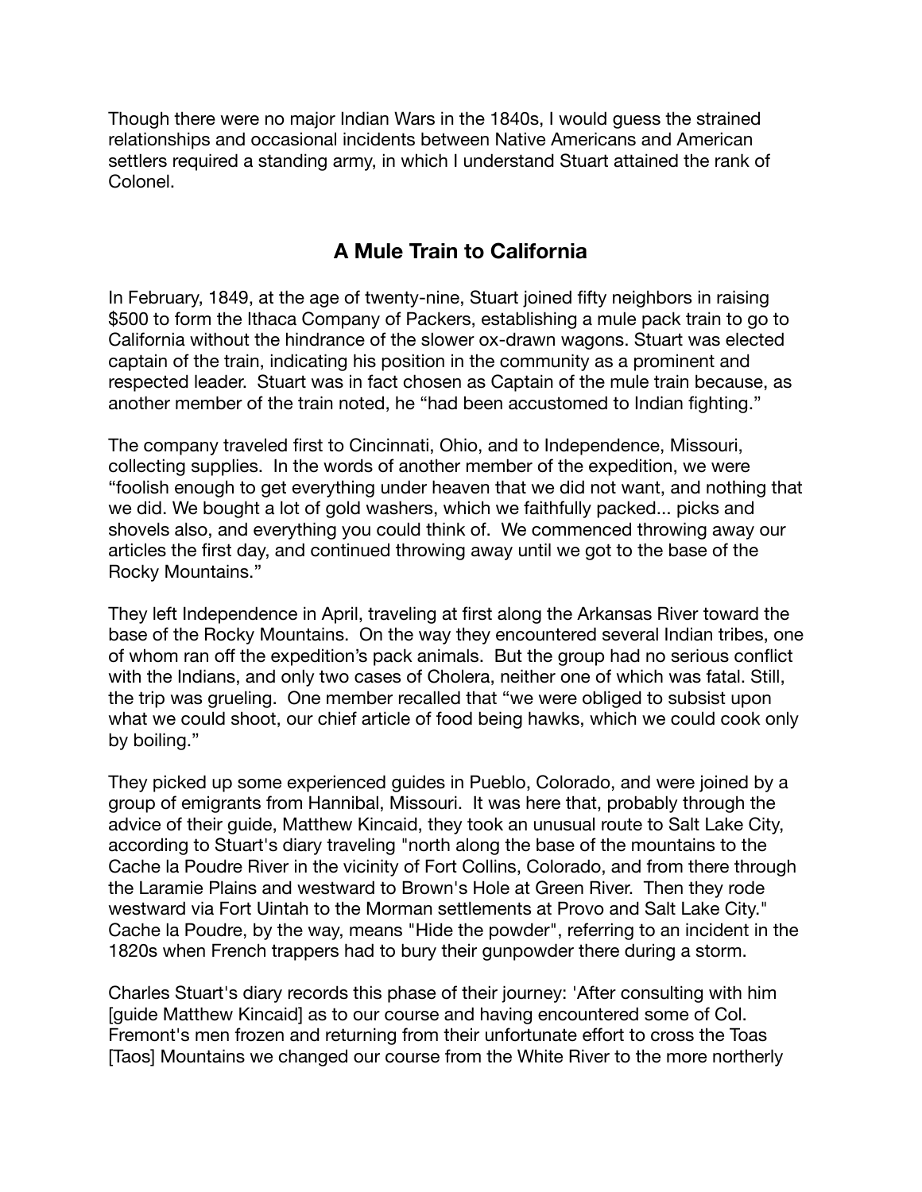Though there were no major Indian Wars in the 1840s, I would guess the strained relationships and occasional incidents between Native Americans and American settlers required a standing army, in which I understand Stuart attained the rank of Colonel.

## A Mule Train to California

In February, 1849, at the age of twenty-nine, Stuart joined fifty neighbors in raising $500 to form the Ithaca Company of Packers, establishing a mule pack train to go to California without the hindrance of the slower ox-drawn wagons. Stuart was elected captain of the train, indicating his position in the community as a prominent and respected leader. Stuart was in fact chosen as Captain of the mule train because, as another member of the train noted, he "had been accustomed to Indian fighting."

The company traveled first to Cincinnati, Ohio, and to Independence, Missouri, collecting supplies. In the words of another member of the expedition, we were "foolish enough to get everything under heaven that we did not want, and nothing that we did. We bought a lot of gold washers, which we faithfully packed... picks and shovels also, and everything you could think of. We commenced throwing away our articles the first day, and continued throwing away until we got to the base of the Rocky Mountains."

They left Independence in April, traveling at first along the Arkansas River toward the base of the Rocky Mountains. On the way they encountered several Indian tribes, one of whom ran off the expedition's pack animals. But the group had no serious conflict with the Indians, and only two cases of Cholera, neither one of which was fatal. Still, the trip was grueling. One member recalled that "we were obliged to subsist upon what we could shoot, our chief article of food being hawks, which we could cook only by boiling."

They picked up some experienced guides in Pueblo, Colorado, and were joined by a group of emigrants from Hannibal, Missouri. It was here that, probably through the advice of their guide, Matthew Kincaid, they took an unusual route to Salt Lake City, according to Stuart's diary traveling "north along the base of the mountains to the Cache la Poudre River in the vicinity of Fort Collins, Colorado, and from there through the Laramie Plains and westward to Brown's Hole at Green River. Then they rode westward via Fort Uintah to the Morman settlements at Provo and Salt Lake City." Cache la Poudre, by the way, means "Hide the powder", referring to an incident in the 1820s when French trappers had to bury their gunpowder there during a storm.

Charles Stuart's diary records this phase of their journey: 'After consulting with him [guide Matthew Kincaid] as to our course and having encountered some of Col. Fremont's men frozen and returning from their unfortunate effort to cross the Toas [Taos] Mountains we changed our course from the White River to the more northerly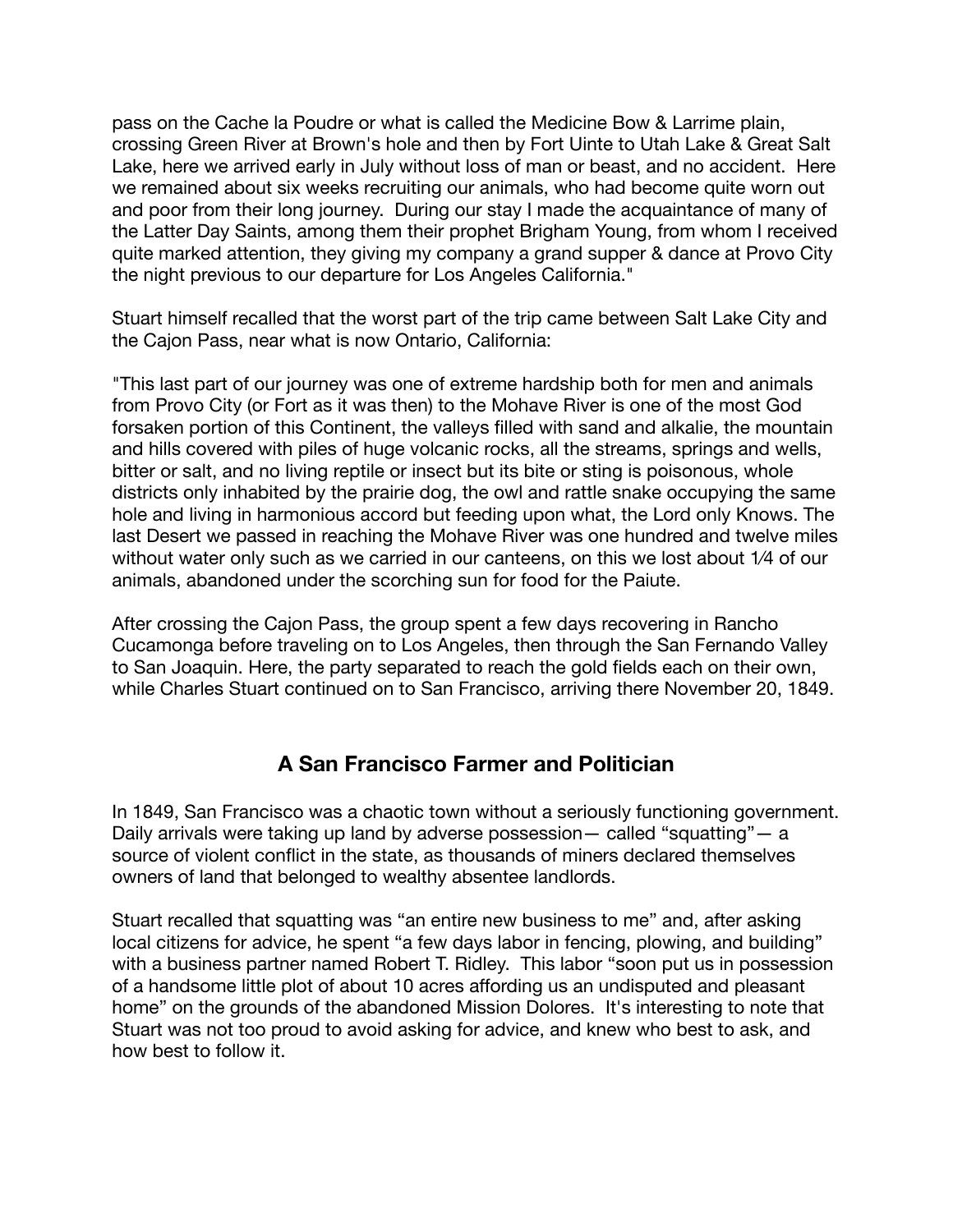pass on the Cache la Poudre or what is called the Medicine Bow & Larrime plain, crossing Green River at Brown's hole and then by Fort Uinte to Utah Lake & Great Salt Lake, here we arrived early in July without loss of man or beast, and no accident. Here we remained about six weeks recruiting our animals, who had become quite worn out and poor from their long journey. During our stay I made the acquaintance of many of the Latter Day Saints, among them their prophet Brigham Young, from whom I received quite marked attention, they giving my company a grand supper & dance at Provo City the night previous to our departure for Los Angeles California."

Stuart himself recalled that the worst part of the trip came between Salt Lake City and the Cajon Pass, near what is now Ontario, California:

"This last part of our journey was one of extreme hardship both for men and animals from Provo City (or Fort as it was then) to the Mohave River is one of the most God forsaken portion of this Continent, the valleys filled with sand and alkalie, the mountain and hills covered with piles of huge volcanic rocks, all the streams, springs and wells, bitter or salt, and no living reptile or insect but its bite or sting is poisonous, whole districts only inhabited by the prairie dog, the owl and rattle snake occupying the same hole and living in harmonious accord but feeding upon what, the Lord only Knows. The last Desert we passed in reaching the Mohave River was one hundred and twelve miles without water only such as we carried in our canteens, on this we lost about 1⁄4 of our animals, abandoned under the scorching sun for food for the Paiute.

After crossing the Cajon Pass, the group spent a few days recovering in Rancho Cucamonga before traveling on to Los Angeles, then through the San Fernando Valley to San Joaquin. Here, the party separated to reach the gold fields each on their own, while Charles Stuart continued on to San Francisco, arriving there November 20, 1849.

## A San Francisco Farmer and Politician

In 1849, San Francisco was a chaotic town without a seriously functioning government. Daily arrivals were taking up land by adverse possession— called "squatting"— a source of violent conflict in the state, as thousands of miners declared themselves owners of land that belonged to wealthy absentee landlords.

Stuart recalled that squatting was "an entire new business to me" and, after asking local citizens for advice, he spent "a few days labor in fencing, plowing, and building" with a business partner named Robert T. Ridley. This labor "soon put us in possession of a handsome little plot of about 10 acres affording us an undisputed and pleasant home" on the grounds of the abandoned Mission Dolores. It's interesting to note that Stuart was not too proud to avoid asking for advice, and knew who best to ask, and how best to follow it.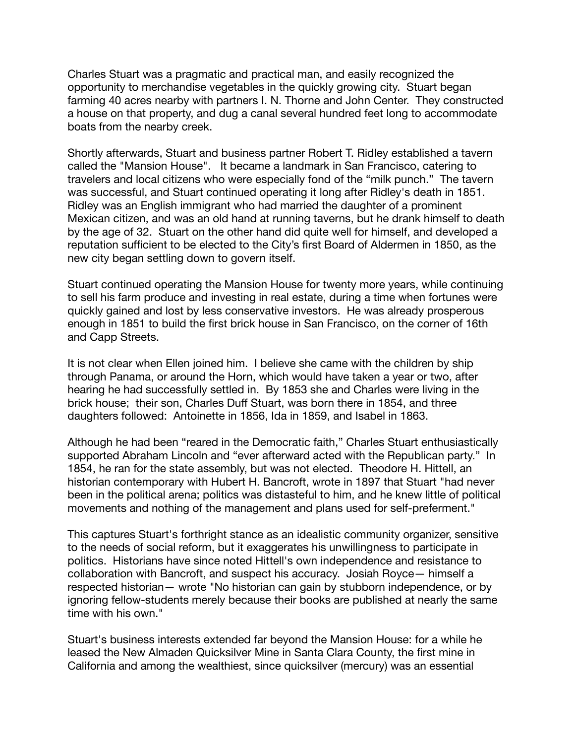Charles Stuart was a pragmatic and practical man, and easily recognized the opportunity to merchandise vegetables in the quickly growing city. Stuart began farming 40 acres nearby with partners I. N. Thorne and John Center. They constructed a house on that property, and dug a canal several hundred feet long to accommodate boats from the nearby creek.

Shortly afterwards, Stuart and business partner Robert T. Ridley established a tavern called the "Mansion House". It became a landmark in San Francisco, catering to travelers and local citizens who were especially fond of the “milk punch.” The tavern was successful, and Stuart continued operating it long after Ridley's death in 1851. Ridley was an English immigrant who had married the daughter of a prominent Mexican citizen, and was an old hand at running taverns, but he drank himself to death by the age of 32. Stuart on the other hand did quite well for himself, and developed a reputation sufficient to be elected to the City’s first Board of Aldermen in 1850, as the new city began settling down to govern itself.

Stuart continued operating the Mansion House for twenty more years, while continuing to sell his farm produce and investing in real estate, during a time when fortunes were quickly gained and lost by less conservative investors. He was already prosperous enough in 1851 to build the first brick house in San Francisco, on the corner of 16th and Capp Streets.

It is not clear when Ellen joined him. I believe she came with the children by ship through Panama, or around the Horn, which would have taken a year or two, after hearing he had successfully settled in. By 1853 she and Charles were living in the brick house; their son, Charles Duff Stuart, was born there in 1854, and three daughters followed: Antoinette in 1856, Ida in 1859, and Isabel in 1863.

Although he had been “reared in the Democratic faith,” Charles Stuart enthusiastically supported Abraham Lincoln and “ever afterward acted with the Republican party.” In 1854, he ran for the state assembly, but was not elected. Theodore H. Hittell, an historian contemporary with Hubert H. Bancroft, wrote in 1897 that Stuart "had never been in the political arena; politics was distasteful to him, and he knew little of political movements and nothing of the management and plans used for self-preferment."

This captures Stuart's forthright stance as an idealistic community organizer, sensitive to the needs of social reform, but it exaggerates his unwillingness to participate in politics. Historians have since noted Hittell's own independence and resistance to collaboration with Bancroft, and suspect his accuracy. Josiah Royce— himself a respected historian— wrote "No historian can gain by stubborn independence, or by ignoring fellow-students merely because their books are published at nearly the same time with his own."

Stuart's business interests extended far beyond the Mansion House: for a while he leased the New Almaden Quicksilver Mine in Santa Clara County, the first mine in California and among the wealthiest, since quicksilver (mercury) was an essential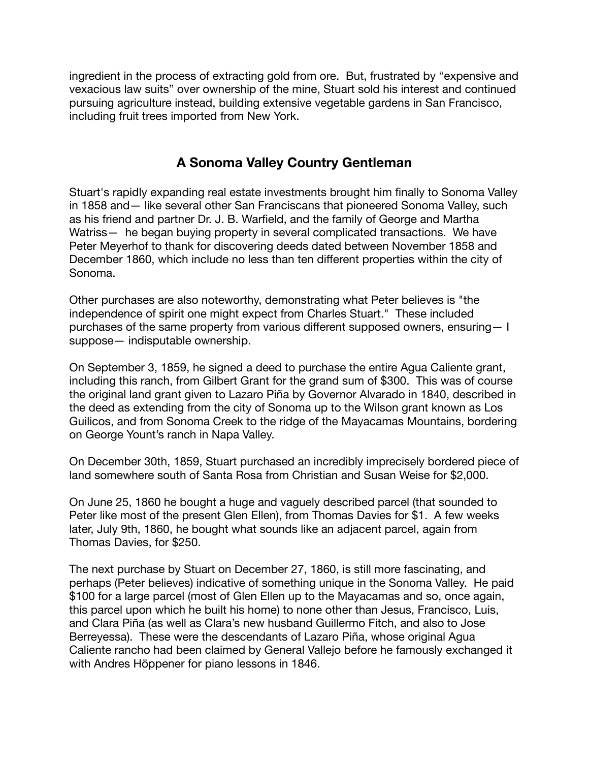ingredient in the process of extracting gold from ore.  But, frustrated by "expensive and vexacious law suits" over ownership of the mine, Stuart sold his interest and continued pursuing agriculture instead, building extensive vegetable gardens in San Francisco, including fruit trees imported from New York.

## A Sonoma Valley Country Gentleman

Stuart's rapidly expanding real estate investments brought him finally to Sonoma Valley in 1858 and— like several other San Franciscans that pioneered Sonoma Valley, such as his friend and partner Dr. J. B. Warfield, and the family of George and Martha Watriss— he began buying property in several complicated transactions.  We have Peter Meyerhof to thank for discovering deeds dated between November 1858 and December 1860, which include no less than ten different properties within the city of Sonoma.

Other purchases are also noteworthy, demonstrating what Peter believes is "the independence of spirit one might expect from Charles Stuart."  These included purchases of the same property from various different supposed owners, ensuring— I suppose— indisputable ownership.

On September 3, 1859, he signed a deed to purchase the entire Agua Caliente grant, including this ranch, from Gilbert Grant for the grand sum of $300.  This was of course the original land grant given to Lazaro Piña by Governor Alvarado in 1840, described in the deed as extending from the city of Sonoma up to the Wilson grant known as Los Guilicos, and from Sonoma Creek to the ridge of the Mayacamas Mountains, bordering on George Yount's ranch in Napa Valley.

On December 30th, 1859, Stuart purchased an incredibly imprecisely bordered piece of land somewhere south of Santa Rosa from Christian and Susan Weise for $2,000.

On June 25, 1860 he bought a huge and vaguely described parcel (that sounded to Peter like most of the present Glen Ellen), from Thomas Davies for $1.  A few weeks later, July 9th, 1860, he bought what sounds like an adjacent parcel, again from Thomas Davies, for $250.

The next purchase by Stuart on December 27, 1860, is still more fascinating, and perhaps (Peter believes) indicative of something unique in the Sonoma Valley.  He paid $100 for a large parcel (most of Glen Ellen up to the Mayacamas and so, once again, this parcel upon which he built his home) to none other than Jesus, Francisco, Luis, and Clara Piña (as well as Clara's new husband Guillermo Fitch, and also to Jose Berreyessa).  These were the descendants of Lazaro Piña, whose original Agua Caliente rancho had been claimed by General Vallejo before he famously exchanged it with Andres Höppener for piano lessons in 1846.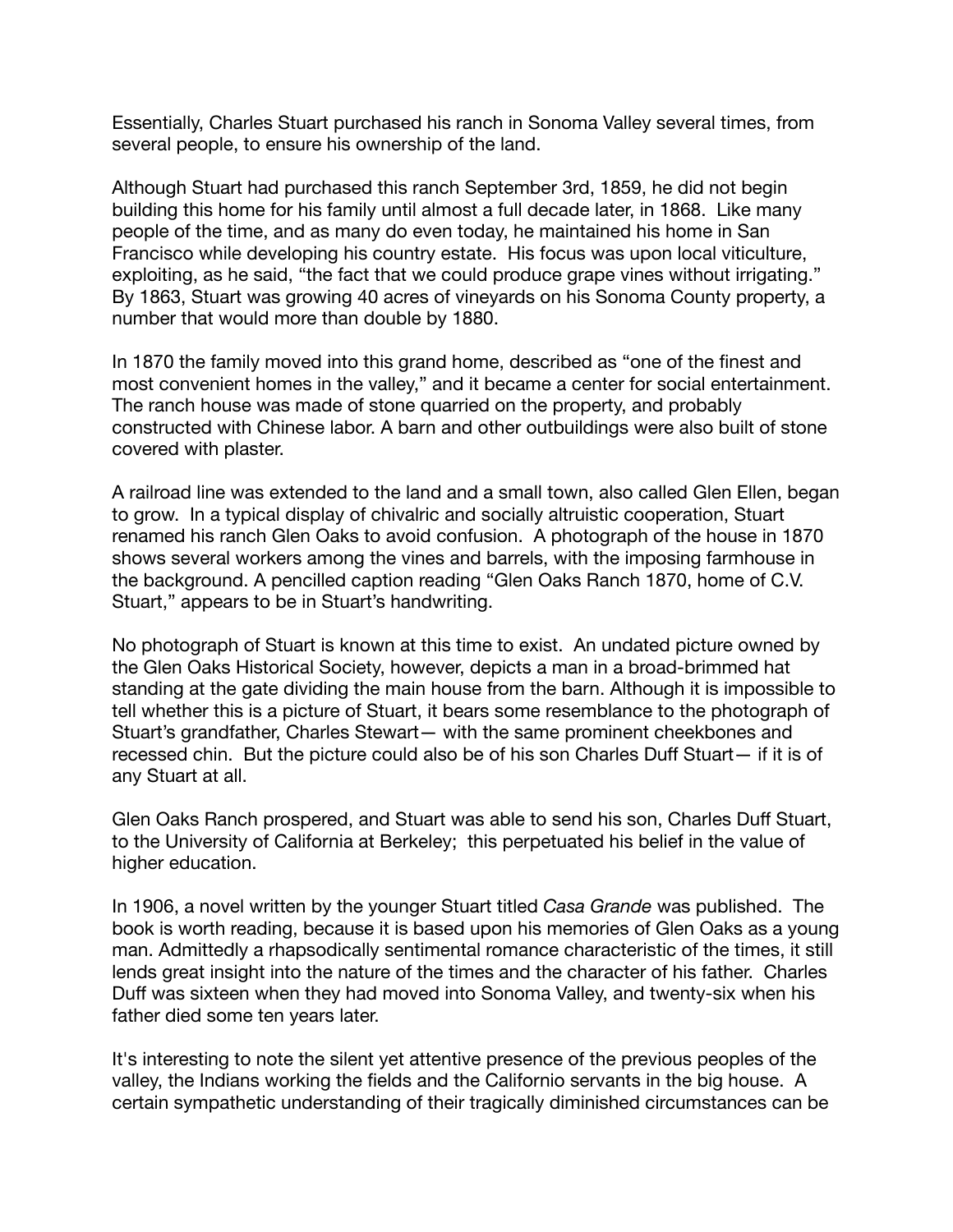Essentially, Charles Stuart purchased his ranch in Sonoma Valley several times, from several people, to ensure his ownership of the land.

Although Stuart had purchased this ranch September 3rd, 1859, he did not begin building this home for his family until almost a full decade later, in 1868. Like many people of the time, and as many do even today, he maintained his home in San Francisco while developing his country estate. His focus was upon local viticulture, exploiting, as he said, "the fact that we could produce grape vines without irrigating." By 1863, Stuart was growing 40 acres of vineyards on his Sonoma County property, a number that would more than double by 1880.

In 1870 the family moved into this grand home, described as "one of the finest and most convenient homes in the valley," and it became a center for social entertainment. The ranch house was made of stone quarried on the property, and probably constructed with Chinese labor. A barn and other outbuildings were also built of stone covered with plaster.

A railroad line was extended to the land and a small town, also called Glen Ellen, began to grow. In a typical display of chivalric and socially altruistic cooperation, Stuart renamed his ranch Glen Oaks to avoid confusion. A photograph of the house in 1870 shows several workers among the vines and barrels, with the imposing farmhouse in the background. A pencilled caption reading "Glen Oaks Ranch 1870, home of C.V. Stuart," appears to be in Stuart's handwriting.

No photograph of Stuart is known at this time to exist. An undated picture owned by the Glen Oaks Historical Society, however, depicts a man in a broad-brimmed hat standing at the gate dividing the main house from the barn. Although it is impossible to tell whether this is a picture of Stuart, it bears some resemblance to the photograph of Stuart's grandfather, Charles Stewart— with the same prominent cheekbones and recessed chin. But the picture could also be of his son Charles Duff Stuart— if it is of any Stuart at all.

Glen Oaks Ranch prospered, and Stuart was able to send his son, Charles Duff Stuart, to the University of California at Berkeley; this perpetuated his belief in the value of higher education.

In 1906, a novel written by the younger Stuart titled *Casa Grande* was published. The book is worth reading, because it is based upon his memories of Glen Oaks as a young man. Admittedly a rhapsodically sentimental romance characteristic of the times, it still lends great insight into the nature of the times and the character of his father. Charles Duff was sixteen when they had moved into Sonoma Valley, and twenty-six when his father died some ten years later.

It's interesting to note the silent yet attentive presence of the previous peoples of the valley, the Indians working the fields and the Californio servants in the big house. A certain sympathetic understanding of their tragically diminished circumstances can be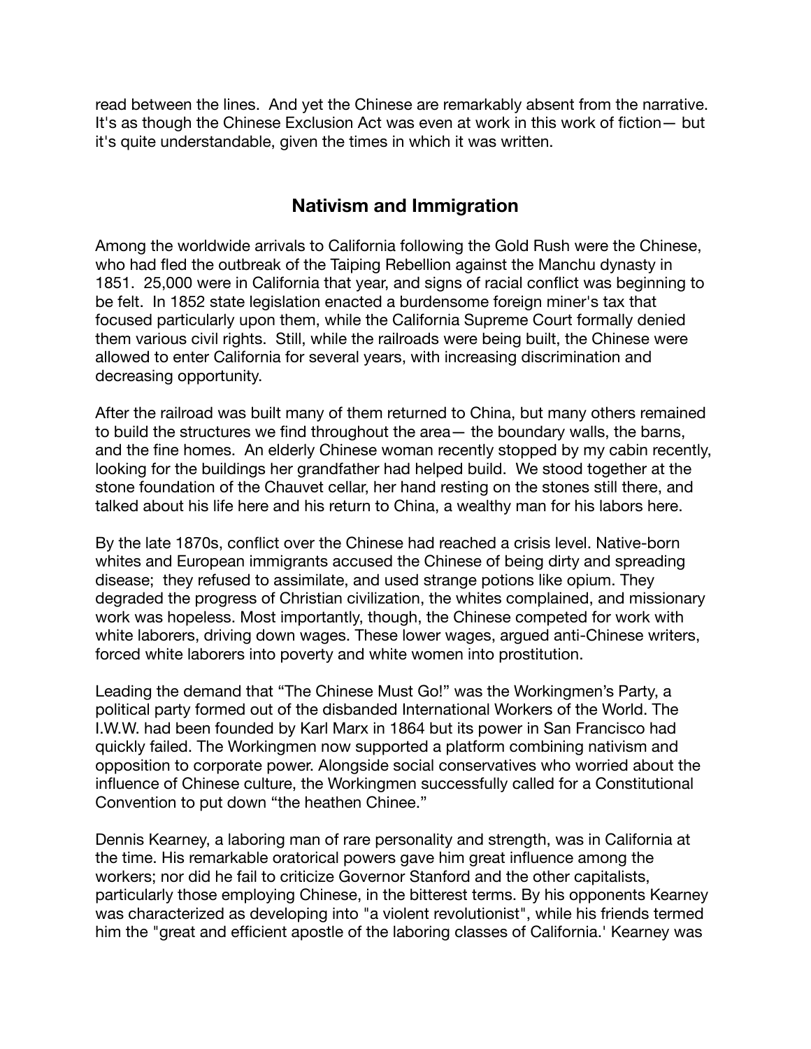read between the lines. And yet the Chinese are remarkably absent from the narrative. It's as though the Chinese Exclusion Act was even at work in this work of fiction— but it's quite understandable, given the times in which it was written.

## Nativism and Immigration

Among the worldwide arrivals to California following the Gold Rush were the Chinese, who had fled the outbreak of the Taiping Rebellion against the Manchu dynasty in 1851. 25,000 were in California that year, and signs of racial conflict was beginning to be felt. In 1852 state legislation enacted a burdensome foreign miner's tax that focused particularly upon them, while the California Supreme Court formally denied them various civil rights. Still, while the railroads were being built, the Chinese were allowed to enter California for several years, with increasing discrimination and decreasing opportunity.

After the railroad was built many of them returned to China, but many others remained to build the structures we find throughout the area— the boundary walls, the barns, and the fine homes. An elderly Chinese woman recently stopped by my cabin recently, looking for the buildings her grandfather had helped build. We stood together at the stone foundation of the Chauvet cellar, her hand resting on the stones still there, and talked about his life here and his return to China, a wealthy man for his labors here.

By the late 1870s, conflict over the Chinese had reached a crisis level. Native-born whites and European immigrants accused the Chinese of being dirty and spreading disease; they refused to assimilate, and used strange potions like opium. They degraded the progress of Christian civilization, the whites complained, and missionary work was hopeless. Most importantly, though, the Chinese competed for work with white laborers, driving down wages. These lower wages, argued anti-Chinese writers, forced white laborers into poverty and white women into prostitution.

Leading the demand that "The Chinese Must Go!" was the Workingmen's Party, a political party formed out of the disbanded International Workers of the World. The I.W.W. had been founded by Karl Marx in 1864 but its power in San Francisco had quickly failed. The Workingmen now supported a platform combining nativism and opposition to corporate power. Alongside social conservatives who worried about the influence of Chinese culture, the Workingmen successfully called for a Constitutional Convention to put down "the heathen Chinee."

Dennis Kearney, a laboring man of rare personality and strength, was in California at the time. His remarkable oratorical powers gave him great influence among the workers; nor did he fail to criticize Governor Stanford and the other capitalists, particularly those employing Chinese, in the bitterest terms. By his opponents Kearney was characterized as developing into "a violent revolutionist", while his friends termed him the "great and efficient apostle of the laboring classes of California.' Kearney was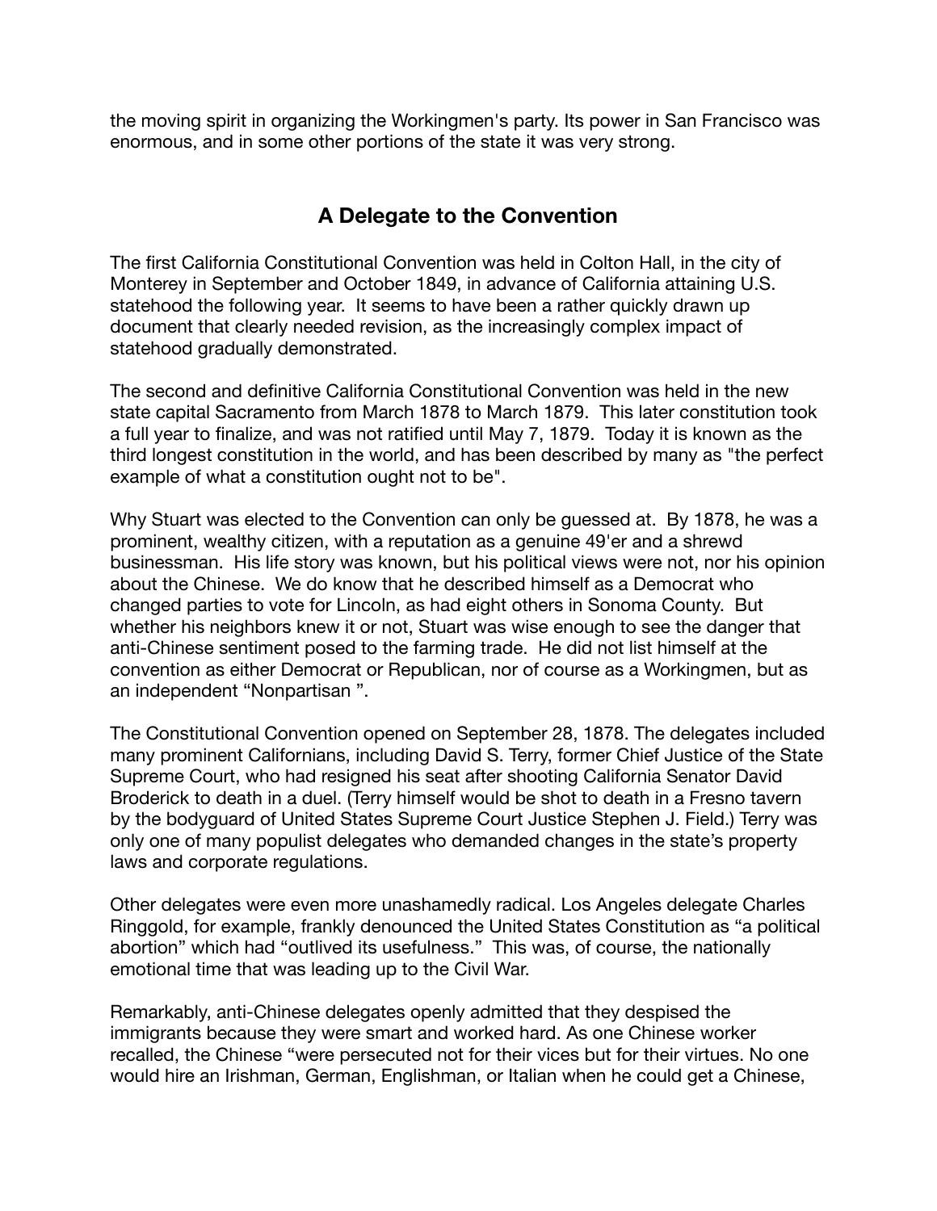the moving spirit in organizing the Workingmen's party. Its power in San Francisco was enormous, and in some other portions of the state it was very strong.

## A Delegate to the Convention

The first California Constitutional Convention was held in Colton Hall, in the city of Monterey in September and October 1849, in advance of California attaining U.S. statehood the following year. It seems to have been a rather quickly drawn up document that clearly needed revision, as the increasingly complex impact of statehood gradually demonstrated.

The second and definitive California Constitutional Convention was held in the new state capital Sacramento from March 1878 to March 1879. This later constitution took a full year to finalize, and was not ratified until May 7, 1879. Today it is known as the third longest constitution in the world, and has been described by many as "the perfect example of what a constitution ought not to be".

Why Stuart was elected to the Convention can only be guessed at. By 1878, he was a prominent, wealthy citizen, with a reputation as a genuine 49'er and a shrewd businessman. His life story was known, but his political views were not, nor his opinion about the Chinese. We do know that he described himself as a Democrat who changed parties to vote for Lincoln, as had eight others in Sonoma County. But whether his neighbors knew it or not, Stuart was wise enough to see the danger that anti-Chinese sentiment posed to the farming trade. He did not list himself at the convention as either Democrat or Republican, nor of course as a Workingmen, but as an independent "Nonpartisan ".

The Constitutional Convention opened on September 28, 1878. The delegates included many prominent Californians, including David S. Terry, former Chief Justice of the State Supreme Court, who had resigned his seat after shooting California Senator David Broderick to death in a duel. (Terry himself would be shot to death in a Fresno tavern by the bodyguard of United States Supreme Court Justice Stephen J. Field.) Terry was only one of many populist delegates who demanded changes in the state's property laws and corporate regulations.

Other delegates were even more unashamedly radical. Los Angeles delegate Charles Ringgold, for example, frankly denounced the United States Constitution as "a political abortion" which had "outlived its usefulness." This was, of course, the nationally emotional time that was leading up to the Civil War.

Remarkably, anti-Chinese delegates openly admitted that they despised the immigrants because they were smart and worked hard. As one Chinese worker recalled, the Chinese "were persecuted not for their vices but for their virtues. No one would hire an Irishman, German, Englishman, or Italian when he could get a Chinese,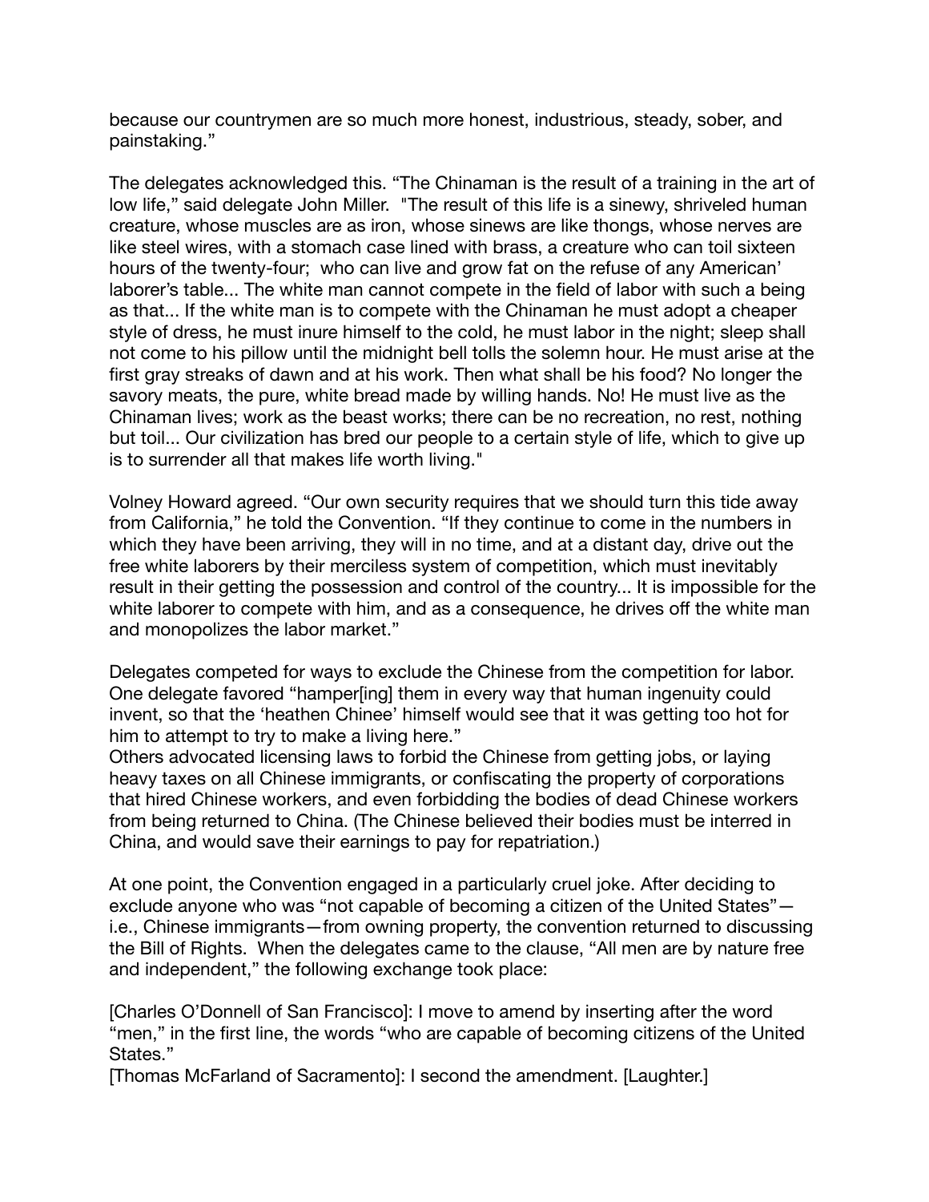because our countrymen are so much more honest, industrious, steady, sober, and painstaking."

The delegates acknowledged this. "The Chinaman is the result of a training in the art of low life," said delegate John Miller. "The result of this life is a sinewy, shriveled human creature, whose muscles are as iron, whose sinews are like thongs, whose nerves are like steel wires, with a stomach case lined with brass, a creature who can toil sixteen hours of the twenty-four; who can live and grow fat on the refuse of any American' laborer's table... The white man cannot compete in the field of labor with such a being as that... If the white man is to compete with the Chinaman he must adopt a cheaper style of dress, he must inure himself to the cold, he must labor in the night; sleep shall not come to his pillow until the midnight bell tolls the solemn hour. He must arise at the first gray streaks of dawn and at his work. Then what shall be his food? No longer the savory meats, the pure, white bread made by willing hands. No! He must live as the Chinaman lives; work as the beast works; there can be no recreation, no rest, nothing but toil... Our civilization has bred our people to a certain style of life, which to give up is to surrender all that makes life worth living."

Volney Howard agreed. "Our own security requires that we should turn this tide away from California," he told the Convention. "If they continue to come in the numbers in which they have been arriving, they will in no time, and at a distant day, drive out the free white laborers by their merciless system of competition, which must inevitably result in their getting the possession and control of the country... It is impossible for the white laborer to compete with him, and as a consequence, he drives off the white man and monopolizes the labor market."

Delegates competed for ways to exclude the Chinese from the competition for labor. One delegate favored "hamper[ing] them in every way that human ingenuity could invent, so that the 'heathen Chinee' himself would see that it was getting too hot for him to attempt to try to make a living here."
Others advocated licensing laws to forbid the Chinese from getting jobs, or laying heavy taxes on all Chinese immigrants, or confiscating the property of corporations that hired Chinese workers, and even forbidding the bodies of dead Chinese workers from being returned to China. (The Chinese believed their bodies must be interred in China, and would save their earnings to pay for repatriation.)

At one point, the Convention engaged in a particularly cruel joke. After deciding to exclude anyone who was "not capable of becoming a citizen of the United States"—i.e., Chinese immigrants—from owning property, the convention returned to discussing the Bill of Rights. When the delegates came to the clause, "All men are by nature free and independent," the following exchange took place:

[Charles O'Donnell of San Francisco]: I move to amend by inserting after the word "men," in the first line, the words "who are capable of becoming citizens of the United States."
[Thomas McFarland of Sacramento]: I second the amendment. [Laughter.]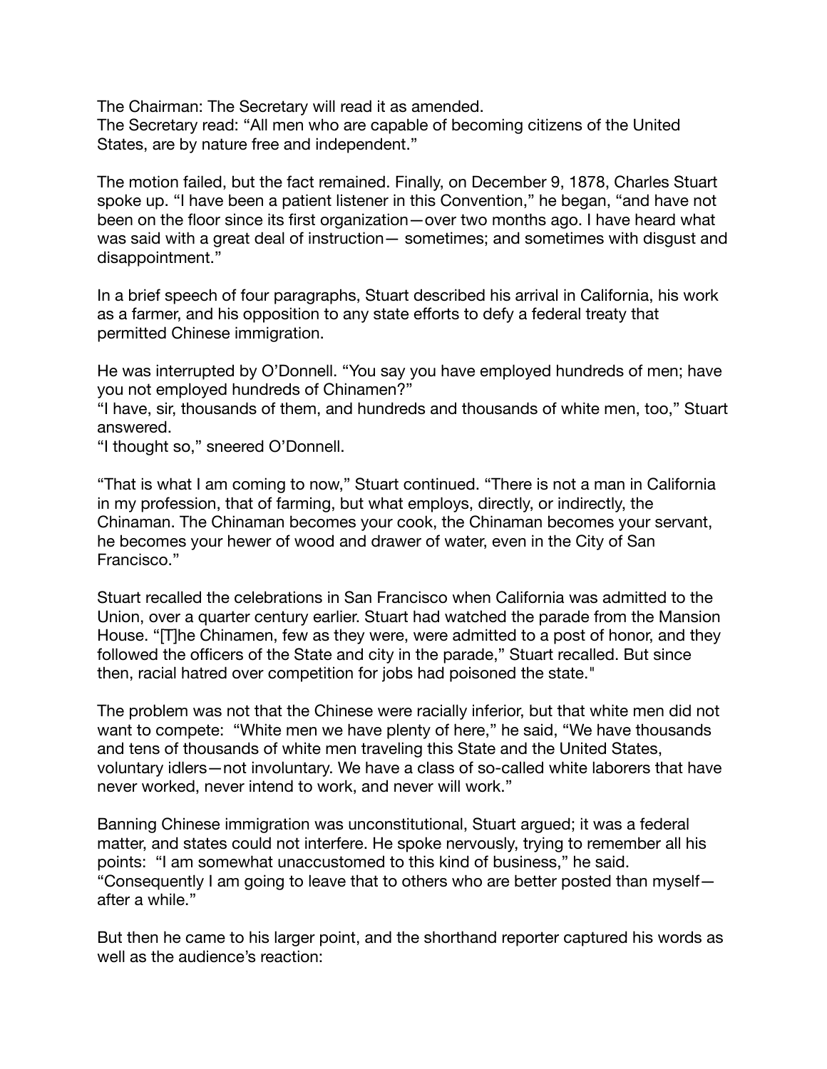The Chairman: The Secretary will read it as amended.
The Secretary read: “All men who are capable of becoming citizens of the United States, are by nature free and independent.”

The motion failed, but the fact remained. Finally, on December 9, 1878, Charles Stuart spoke up. “I have been a patient listener in this Convention,” he began, “and have not been on the floor since its first organization—over two months ago. I have heard what was said with a great deal of instruction— sometimes; and sometimes with disgust and disappointment.”

In a brief speech of four paragraphs, Stuart described his arrival in California, his work as a farmer, and his opposition to any state efforts to defy a federal treaty that permitted Chinese immigration.

He was interrupted by O’Donnell. “You say you have employed hundreds of men; have you not employed hundreds of Chinamen?”
“I have, sir, thousands of them, and hundreds and thousands of white men, too,” Stuart answered.
“I thought so,” sneered O’Donnell.

“That is what I am coming to now,” Stuart continued. “There is not a man in California in my profession, that of farming, but what employs, directly, or indirectly, the Chinaman. The Chinaman becomes your cook, the Chinaman becomes your servant, he becomes your hewer of wood and drawer of water, even in the City of San Francisco.”

Stuart recalled the celebrations in San Francisco when California was admitted to the Union, over a quarter century earlier. Stuart had watched the parade from the Mansion House. “[T]he Chinamen, few as they were, were admitted to a post of honor, and they followed the officers of the State and city in the parade,” Stuart recalled. But since then, racial hatred over competition for jobs had poisoned the state."

The problem was not that the Chinese were racially inferior, but that white men did not want to compete: “White men we have plenty of here,” he said, “We have thousands and tens of thousands of white men traveling this State and the United States, voluntary idlers—not involuntary. We have a class of so-called white laborers that have never worked, never intend to work, and never will work.”

Banning Chinese immigration was unconstitutional, Stuart argued; it was a federal matter, and states could not interfere. He spoke nervously, trying to remember all his points: “I am somewhat unaccustomed to this kind of business,” he said. “Consequently I am going to leave that to others who are better posted than myself—after a while.”

But then he came to his larger point, and the shorthand reporter captured his words as well as the audience’s reaction: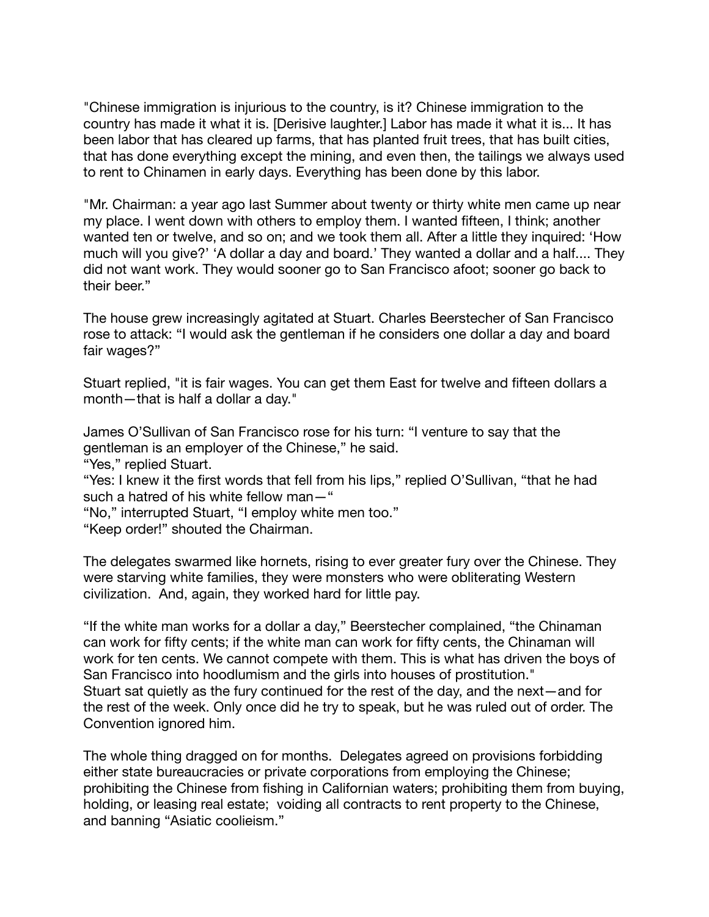"Chinese immigration is injurious to the country, is it? Chinese immigration to the country has made it what it is. [Derisive laughter.] Labor has made it what it is... It has been labor that has cleared up farms, that has planted fruit trees, that has built cities, that has done everything except the mining, and even then, the tailings we always used to rent to Chinamen in early days. Everything has been done by this labor.

"Mr. Chairman: a year ago last Summer about twenty or thirty white men came up near my place. I went down with others to employ them. I wanted fifteen, I think; another wanted ten or twelve, and so on; and we took them all. After a little they inquired: 'How much will you give?' 'A dollar a day and board.' They wanted a dollar and a half.... They did not want work. They would sooner go to San Francisco afoot; sooner go back to their beer."

The house grew increasingly agitated at Stuart. Charles Beerstecher of San Francisco rose to attack: "I would ask the gentleman if he considers one dollar a day and board fair wages?"

Stuart replied, "it is fair wages. You can get them East for twelve and fifteen dollars a month—that is half a dollar a day."

James O'Sullivan of San Francisco rose for his turn: "I venture to say that the gentleman is an employer of the Chinese," he said.
"Yes," replied Stuart.
"Yes: I knew it the first words that fell from his lips," replied O'Sullivan, "that he had such a hatred of his white fellow man—"
"No," interrupted Stuart, "I employ white men too."
"Keep order!" shouted the Chairman.

The delegates swarmed like hornets, rising to ever greater fury over the Chinese. They were starving white families, they were monsters who were obliterating Western civilization. And, again, they worked hard for little pay.

"If the white man works for a dollar a day," Beerstecher complained, "the Chinaman can work for fifty cents; if the white man can work for fifty cents, the Chinaman will work for ten cents. We cannot compete with them. This is what has driven the boys of San Francisco into hoodlumism and the girls into houses of prostitution."
Stuart sat quietly as the fury continued for the rest of the day, and the next—and for the rest of the week. Only once did he try to speak, but he was ruled out of order. The Convention ignored him.

The whole thing dragged on for months. Delegates agreed on provisions forbidding either state bureaucracies or private corporations from employing the Chinese; prohibiting the Chinese from fishing in Californian waters; prohibiting them from buying, holding, or leasing real estate; voiding all contracts to rent property to the Chinese, and banning "Asiatic coolieism."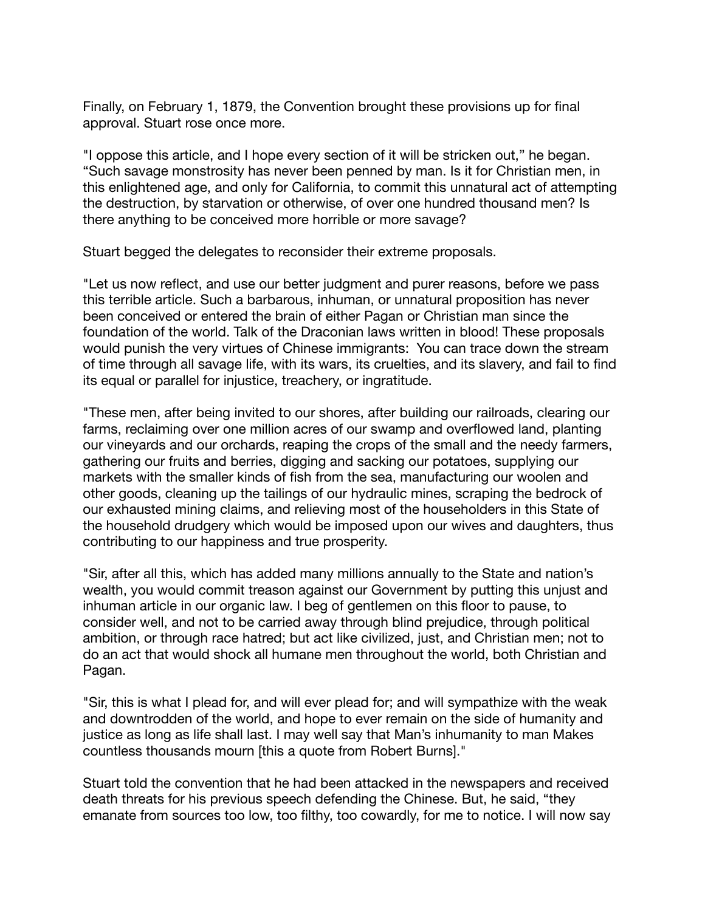Finally, on February 1, 1879, the Convention brought these provisions up for final approval. Stuart rose once more.

"I oppose this article, and I hope every section of it will be stricken out," he began. "Such savage monstrosity has never been penned by man. Is it for Christian men, in this enlightened age, and only for California, to commit this unnatural act of attempting the destruction, by starvation or otherwise, of over one hundred thousand men? Is there anything to be conceived more horrible or more savage?

Stuart begged the delegates to reconsider their extreme proposals.

"Let us now reflect, and use our better judgment and purer reasons, before we pass this terrible article. Such a barbarous, inhuman, or unnatural proposition has never been conceived or entered the brain of either Pagan or Christian man since the foundation of the world. Talk of the Draconian laws written in blood! These proposals would punish the very virtues of Chinese immigrants:  You can trace down the stream of time through all savage life, with its wars, its cruelties, and its slavery, and fail to find its equal or parallel for injustice, treachery, or ingratitude.

"These men, after being invited to our shores, after building our railroads, clearing our farms, reclaiming over one million acres of our swamp and overflowed land, planting our vineyards and our orchards, reaping the crops of the small and the needy farmers, gathering our fruits and berries, digging and sacking our potatoes, supplying our markets with the smaller kinds of fish from the sea, manufacturing our woolen and other goods, cleaning up the tailings of our hydraulic mines, scraping the bedrock of our exhausted mining claims, and relieving most of the householders in this State of the household drudgery which would be imposed upon our wives and daughters, thus contributing to our happiness and true prosperity.

"Sir, after all this, which has added many millions annually to the State and nation's wealth, you would commit treason against our Government by putting this unjust and inhuman article in our organic law. I beg of gentlemen on this floor to pause, to consider well, and not to be carried away through blind prejudice, through political ambition, or through race hatred; but act like civilized, just, and Christian men; not to do an act that would shock all humane men throughout the world, both Christian and Pagan.

"Sir, this is what I plead for, and will ever plead for; and will sympathize with the weak and downtrodden of the world, and hope to ever remain on the side of humanity and justice as long as life shall last. I may well say that Man's inhumanity to man Makes countless thousands mourn [this a quote from Robert Burns]."

Stuart told the convention that he had been attacked in the newspapers and received death threats for his previous speech defending the Chinese. But, he said, "they emanate from sources too low, too filthy, too cowardly, for me to notice. I will now say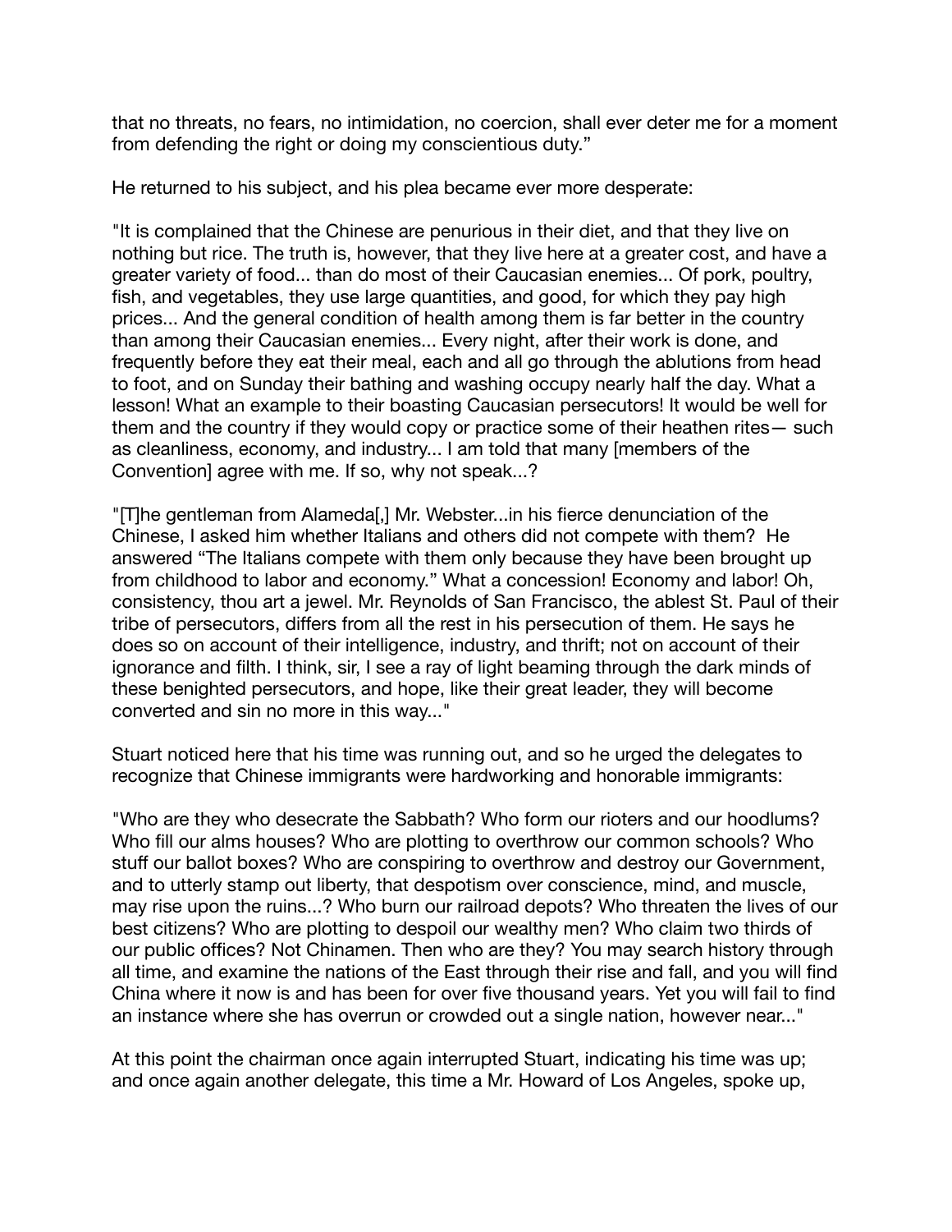that no threats, no fears, no intimidation, no coercion, shall ever deter me for a moment from defending the right or doing my conscientious duty."

He returned to his subject, and his plea became ever more desperate:

"It is complained that the Chinese are penurious in their diet, and that they live on nothing but rice. The truth is, however, that they live here at a greater cost, and have a greater variety of food... than do most of their Caucasian enemies... Of pork, poultry, fish, and vegetables, they use large quantities, and good, for which they pay high prices... And the general condition of health among them is far better in the country than among their Caucasian enemies... Every night, after their work is done, and frequently before they eat their meal, each and all go through the ablutions from head to foot, and on Sunday their bathing and washing occupy nearly half the day. What a lesson! What an example to their boasting Caucasian persecutors! It would be well for them and the country if they would copy or practice some of their heathen rites— such as cleanliness, economy, and industry... I am told that many [members of the Convention] agree with me. If so, why not speak...?

"[T]he gentleman from Alameda[,] Mr. Webster...in his fierce denunciation of the Chinese, I asked him whether Italians and others did not compete with them? He answered "The Italians compete with them only because they have been brought up from childhood to labor and economy." What a concession! Economy and labor! Oh, consistency, thou art a jewel. Mr. Reynolds of San Francisco, the ablest St. Paul of their tribe of persecutors, differs from all the rest in his persecution of them. He says he does so on account of their intelligence, industry, and thrift; not on account of their ignorance and filth. I think, sir, I see a ray of light beaming through the dark minds of these benighted persecutors, and hope, like their great leader, they will become converted and sin no more in this way..."

Stuart noticed here that his time was running out, and so he urged the delegates to recognize that Chinese immigrants were hardworking and honorable immigrants:

"Who are they who desecrate the Sabbath? Who form our rioters and our hoodlums? Who fill our alms houses? Who are plotting to overthrow our common schools? Who stuff our ballot boxes? Who are conspiring to overthrow and destroy our Government, and to utterly stamp out liberty, that despotism over conscience, mind, and muscle, may rise upon the ruins...? Who burn our railroad depots? Who threaten the lives of our best citizens? Who are plotting to despoil our wealthy men? Who claim two thirds of our public offices? Not Chinamen. Then who are they? You may search history through all time, and examine the nations of the East through their rise and fall, and you will find China where it now is and has been for over five thousand years. Yet you will fail to find an instance where she has overrun or crowded out a single nation, however near..."

At this point the chairman once again interrupted Stuart, indicating his time was up; and once again another delegate, this time a Mr. Howard of Los Angeles, spoke up,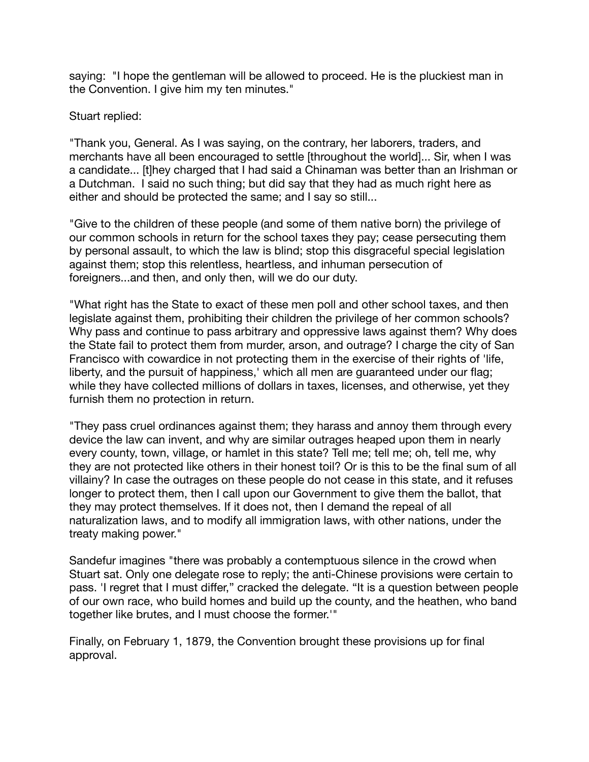saying: "I hope the gentleman will be allowed to proceed. He is the pluckiest man in the Convention. I give him my ten minutes."

Stuart replied:

"Thank you, General. As I was saying, on the contrary, her laborers, traders, and merchants have all been encouraged to settle [throughout the world]... Sir, when I was a candidate... [t]hey charged that I had said a Chinaman was better than an Irishman or a Dutchman. I said no such thing; but did say that they had as much right here as either and should be protected the same; and I say so still...

"Give to the children of these people (and some of them native born) the privilege of our common schools in return for the school taxes they pay; cease persecuting them by personal assault, to which the law is blind; stop this disgraceful special legislation against them; stop this relentless, heartless, and inhuman persecution of foreigners...and then, and only then, will we do our duty.

"What right has the State to exact of these men poll and other school taxes, and then legislate against them, prohibiting their children the privilege of her common schools? Why pass and continue to pass arbitrary and oppressive laws against them? Why does the State fail to protect them from murder, arson, and outrage? I charge the city of San Francisco with cowardice in not protecting them in the exercise of their rights of 'life, liberty, and the pursuit of happiness,' which all men are guaranteed under our flag; while they have collected millions of dollars in taxes, licenses, and otherwise, yet they furnish them no protection in return.

"They pass cruel ordinances against them; they harass and annoy them through every device the law can invent, and why are similar outrages heaped upon them in nearly every county, town, village, or hamlet in this state? Tell me; tell me; oh, tell me, why they are not protected like others in their honest toil? Or is this to be the final sum of all villainy? In case the outrages on these people do not cease in this state, and it refuses longer to protect them, then I call upon our Government to give them the ballot, that they may protect themselves. If it does not, then I demand the repeal of all naturalization laws, and to modify all immigration laws, with other nations, under the treaty making power."

Sandefur imagines "there was probably a contemptuous silence in the crowd when Stuart sat. Only one delegate rose to reply; the anti-Chinese provisions were certain to pass. 'I regret that I must differ," cracked the delegate. "It is a question between people of our own race, who build homes and build up the county, and the heathen, who band together like brutes, and I must choose the former.'"

Finally, on February 1, 1879, the Convention brought these provisions up for final approval.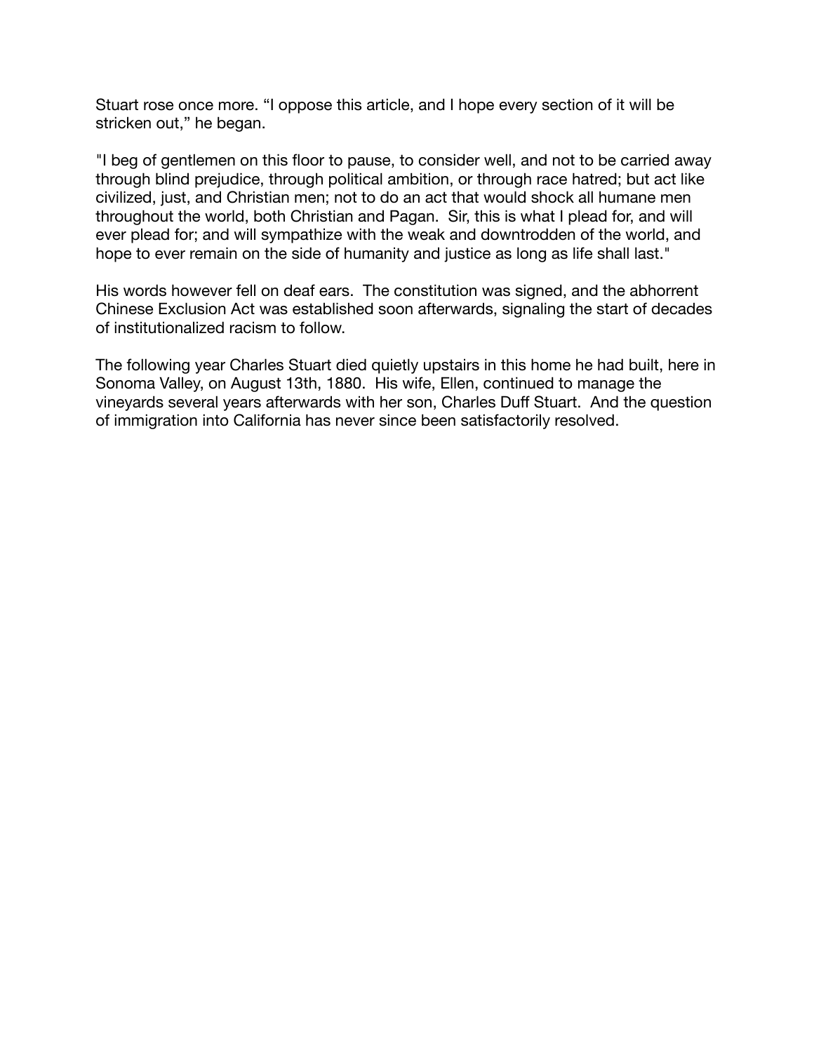Stuart rose once more. “I oppose this article, and I hope every section of it will be stricken out,” he began.

"I beg of gentlemen on this floor to pause, to consider well, and not to be carried away through blind prejudice, through political ambition, or through race hatred; but act like civilized, just, and Christian men; not to do an act that would shock all humane men throughout the world, both Christian and Pagan. Sir, this is what I plead for, and will ever plead for; and will sympathize with the weak and downtrodden of the world, and hope to ever remain on the side of humanity and justice as long as life shall last."

His words however fell on deaf ears. The constitution was signed, and the abhorrent Chinese Exclusion Act was established soon afterwards, signaling the start of decades of institutionalized racism to follow.

The following year Charles Stuart died quietly upstairs in this home he had built, here in Sonoma Valley, on August 13th, 1880. His wife, Ellen, continued to manage the vineyards several years afterwards with her son, Charles Duff Stuart. And the question of immigration into California has never since been satisfactorily resolved.